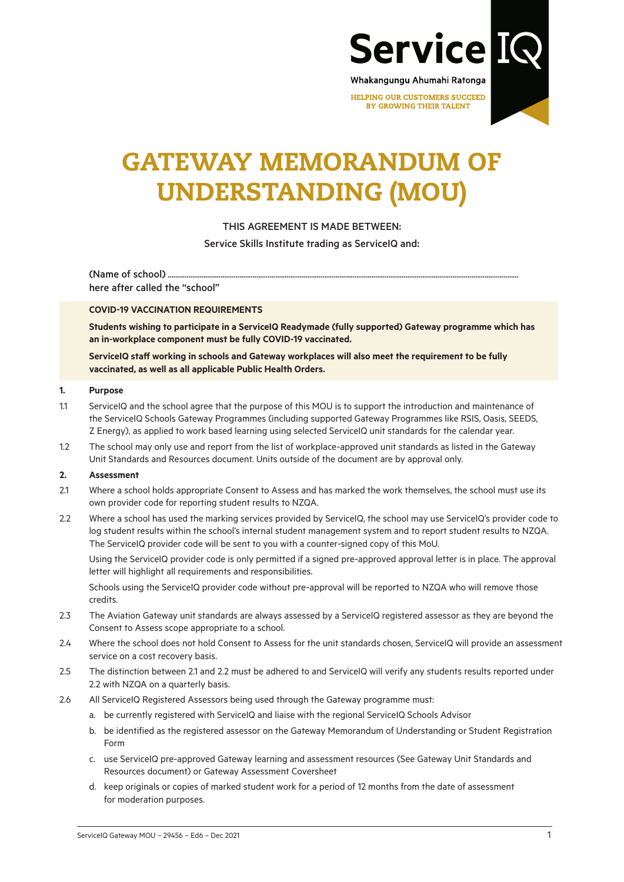Service IQ

Whakangungu Ahumahi Ratonga

HELPING OUR CUSTOMERS SUCCEED BY GROWING THEIR TALENT

# GATEWAY MEMORANDUM OF UNDERSTANDING (MOU)

THIS AGREEMENT IS MADE BETWEEN:

Service Skills Institute trading as ServiceIQ and:

(Name of school) ..............................................................................................................................................

here after called the "school"

**COVID-19 VACCINATION REQUIREMENTS**

**Students wishing to participate in a ServiceIQ Readymade (fully supported) Gateway programme which has an in-workplace component must be fully COVID-19 vaccinated.**

**ServiceIQ staff working in schools and Gateway workplaces will also meet the requirement to be fully vaccinated, as well as all applicable Public Health Orders.**

## 1. Purpose

1.1 ServiceIQ and the school agree that the purpose of this MOU is to support the introduction and maintenance of the ServiceIQ Schools Gateway Programmes (including supported Gateway Programmes like RSIS, Oasis, SEEDS, Z Energy), as applied to work based learning using selected ServiceIQ unit standards for the calendar year.

1.2 The school may only use and report from the list of workplace-approved unit standards as listed in the Gateway Unit Standards and Resources document. Units outside of the document are by approval only.

## 2. Assessment

2.1 Where a school holds appropriate Consent to Assess and has marked the work themselves, the school must use its own provider code for reporting student results to NZQA.

2.2 Where a school has used the marking services provided by ServiceIQ, the school may use ServiceIQ's provider code to log student results within the school's internal student management system and to report student results to NZQA. The ServiceIQ provider code will be sent to you with a counter-signed copy of this MoU.

Using the ServiceIQ provider code is only permitted if a signed pre-approved approval letter is in place. The approval letter will highlight all requirements and responsibilities.

Schools using the ServiceIQ provider code without pre-approval will be reported to NZQA who will remove those credits.

2.3 The Aviation Gateway unit standards are always assessed by a ServiceIQ registered assessor as they are beyond the Consent to Assess scope appropriate to a school.

2.4 Where the school does not hold Consent to Assess for the unit standards chosen, ServiceIQ will provide an assessment service on a cost recovery basis.

2.5 The distinction between 2.1 and 2.2 must be adhered to and ServiceIQ will verify any students results reported under 2.2 with NZQA on a quarterly basis.

2.6 All ServiceIQ Registered Assessors being used through the Gateway programme must:

a. be currently registered with ServiceIQ and liaise with the regional ServiceIQ Schools Advisor

b. be identified as the registered assessor on the Gateway Memorandum of Understanding or Student Registration Form

c. use ServiceIQ pre-approved Gateway learning and assessment resources (See Gateway Unit Standards and Resources document) or Gateway Assessment Coversheet

d. keep originals or copies of marked student work for a period of 12 months from the date of assessment for moderation purposes.

ServiceIQ Gateway MOU – 29456 – Ed6 – Dec 2021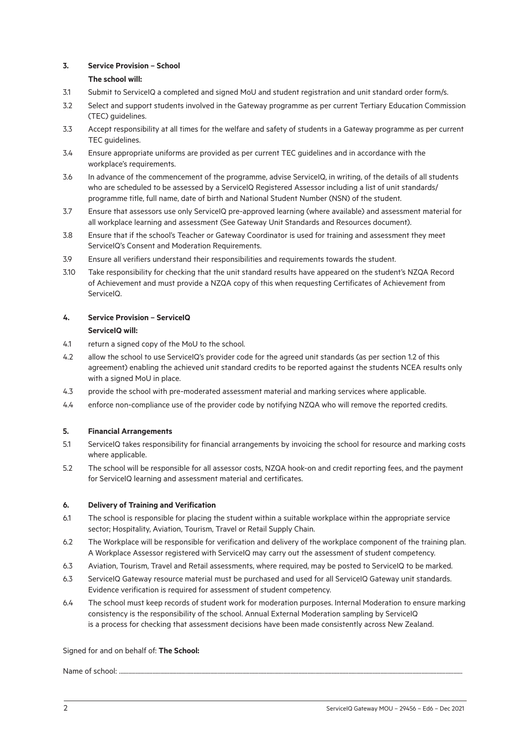### 3. Service Provision – School

**The school will:**

3.1 Submit to ServiceIQ a completed and signed MoU and student registration and unit standard order form/s.

3.2 Select and support students involved in the Gateway programme as per current Tertiary Education Commission (TEC) guidelines.

3.3 Accept responsibility at all times for the welfare and safety of students in a Gateway programme as per current TEC guidelines.

3.4 Ensure appropriate uniforms are provided as per current TEC guidelines and in accordance with the workplace's requirements.

3.6 In advance of the commencement of the programme, advise ServiceIQ, in writing, of the details of all students who are scheduled to be assessed by a ServiceIQ Registered Assessor including a list of unit standards/ programme title, full name, date of birth and National Student Number (NSN) of the student.

3.7 Ensure that assessors use only ServiceIQ pre-approved learning (where available) and assessment material for all workplace learning and assessment (See Gateway Unit Standards and Resources document).

3.8 Ensure that if the school's Teacher or Gateway Coordinator is used for training and assessment they meet ServiceIQ's Consent and Moderation Requirements.

3.9 Ensure all verifiers understand their responsibilities and requirements towards the student.

3.10 Take responsibility for checking that the unit standard results have appeared on the student's NZQA Record of Achievement and must provide a NZQA copy of this when requesting Certificates of Achievement from ServiceIQ.

### 4. Service Provision – ServiceIQ

**ServiceIQ will:**

4.1 return a signed copy of the MoU to the school.

4.2 allow the school to use ServiceIQ's provider code for the agreed unit standards (as per section 1.2 of this agreement) enabling the achieved unit standard credits to be reported against the students NCEA results only with a signed MoU in place.

4.3 provide the school with pre-moderated assessment material and marking services where applicable.

4.4 enforce non-compliance use of the provider code by notifying NZQA who will remove the reported credits.

### 5. Financial Arrangements

5.1 ServiceIQ takes responsibility for financial arrangements by invoicing the school for resource and marking costs where applicable.

5.2 The school will be responsible for all assessor costs, NZQA hook-on and credit reporting fees, and the payment for ServiceIQ learning and assessment material and certificates.

### 6. Delivery of Training and Verification

6.1 The school is responsible for placing the student within a suitable workplace within the appropriate service sector; Hospitality, Aviation, Tourism, Travel or Retail Supply Chain.

6.2 The Workplace will be responsible for verification and delivery of the workplace component of the training plan. A Workplace Assessor registered with ServiceIQ may carry out the assessment of student competency.

6.3 Aviation, Tourism, Travel and Retail assessments, where required, may be posted to ServiceIQ to be marked.

6.3 ServiceIQ Gateway resource material must be purchased and used for all ServiceIQ Gateway unit standards. Evidence verification is required for assessment of student competency.

6.4 The school must keep records of student work for moderation purposes. Internal Moderation to ensure marking consistency is the responsibility of the school. Annual External Moderation sampling by ServiceIQ is a process for checking that assessment decisions have been made consistently across New Zealand.

Signed for and on behalf of: **The School:**

Name of school: ..........................................................................................................................................................................................................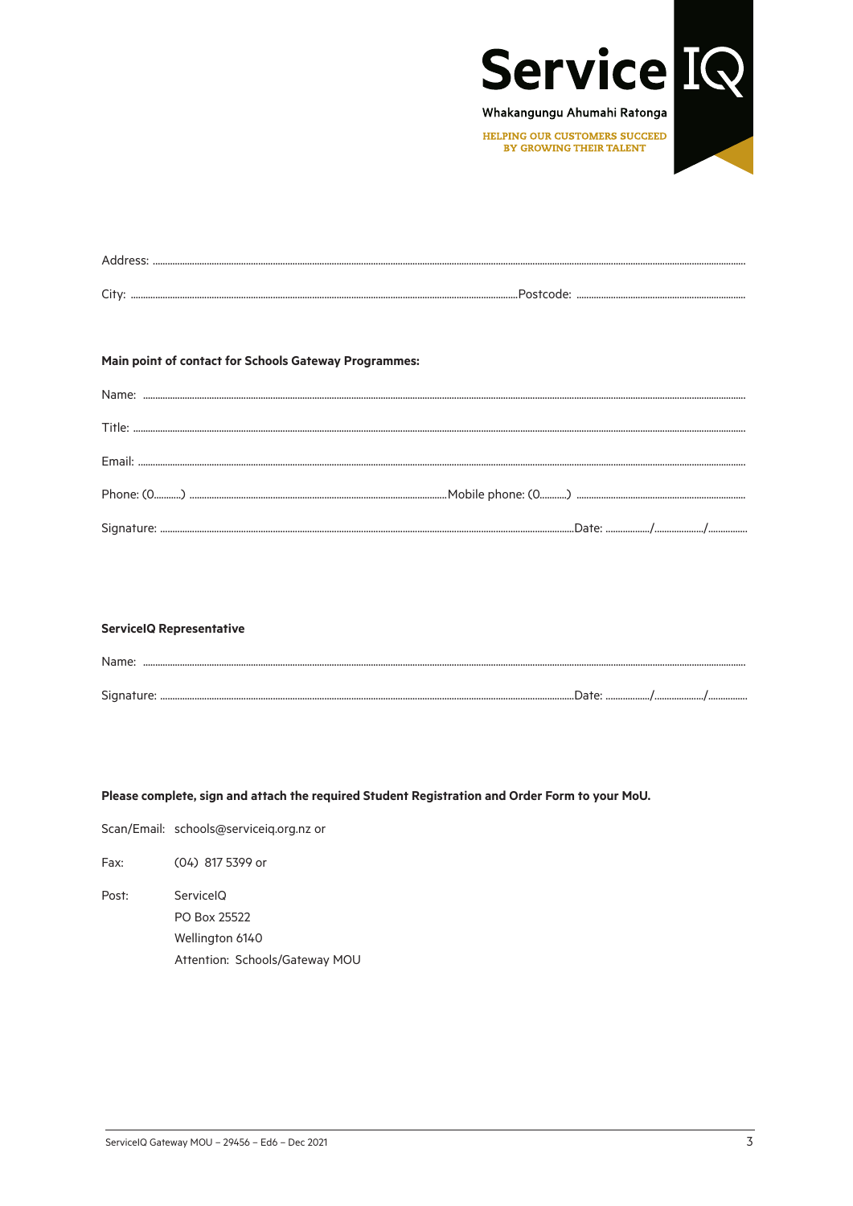Service IQ

Whakangungu Ahumahi Ratonga

HELPING OUR CUSTOMERS SUCCEED BY GROWING THEIR TALENT

Address: ......................................................................................................................................................

City: ........................................................................................ Postcode: ..............................................

**Main point of contact for Schools Gateway Programmes:**

Name: ........................................................................................................................................................

Title: ..........................................................................................................................................................

Email: ........................................................................................................................................................

Phone: (0..........) ....................................................... Mobile phone: (0..........) ........................................

Signature: ............................................................................................ Date: ............../............../............

**ServiceIQ Representative**

Name: ........................................................................................................................................................

Signature: ............................................................................................ Date: ............../............../............

**Please complete, sign and attach the required Student Registration and Order Form to your MoU.**

Scan/Email: schools@serviceiq.org.nz or

Fax: (04) 817 5399 or

Post: ServiceIQ
PO Box 25522
Wellington 6140
Attention: Schools/Gateway MOU

ServiceIQ Gateway MOU – 29456 – Ed6 – Dec 2021